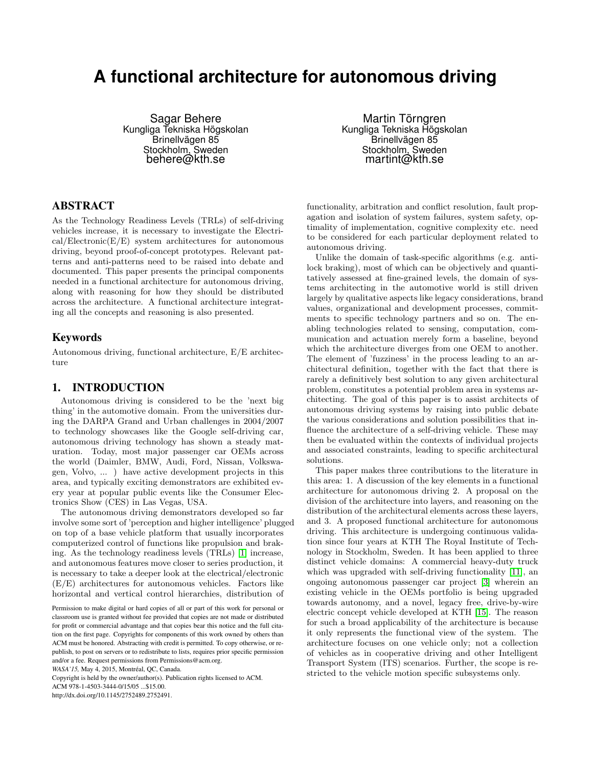# A functional architecture for autonomous driving

Sagar Behere
Kungliga Tekniska Högskolan
Brinellvägen 85
Stockholm, Sweden
behere@kth.se

Martin Törngren
Kungliga Tekniska Högskolan
Brinellvägen 85
Stockholm, Sweden
martint@kth.se

## ABSTRACT

As the Technology Readiness Levels (TRLs) of self-driving vehicles increase, it is necessary to investigate the Electrical/Electronic(E/E) system architectures for autonomous driving, beyond proof-of-concept prototypes. Relevant patterns and anti-patterns need to be raised into debate and documented. This paper presents the principal components needed in a functional architecture for autonomous driving, along with reasoning for how they should be distributed across the architecture. A functional architecture integrating all the concepts and reasoning is also presented.

## Keywords

Autonomous driving, functional architecture, E/E architecture

## 1. INTRODUCTION

Autonomous driving is considered to be the 'next big thing' in the automotive domain. From the universities during the DARPA Grand and Urban challenges in 2004/2007 to technology showcases like the Google self-driving car, autonomous driving technology has shown a steady maturation. Today, most major passenger car OEMs across the world (Daimler, BMW, Audi, Ford, Nissan, Volkswagen, Volvo, ... ) have active development projects in this area, and typically exciting demonstrators are exhibited every year at popular public events like the Consumer Electronics Show (CES) in Las Vegas, USA.

The autonomous driving demonstrators developed so far involve some sort of 'perception and higher intelligence' plugged on top of a base vehicle platform that usually incorporates computerized control of functions like propulsion and braking. As the technology readiness levels (TRLs) [1] increase, and autonomous features move closer to series production, it is necessary to take a deeper look at the electrical/electronic (E/E) architectures for autonomous vehicles. Factors like horizontal and vertical control hierarchies, distribution of functionality, arbitration and conflict resolution, fault propagation and isolation of system failures, system safety, optimality of implementation, cognitive complexity etc. need to be considered for each particular deployment related to autonomous driving.

Unlike the domain of task-specific algorithms (e.g. antilock braking), most of which can be objectively and quantitatively assessed at fine-grained levels, the domain of systems architecting in the automotive world is still driven largely by qualitative aspects like legacy considerations, brand values, organizational and development processes, commitments to specific technology partners and so on. The enabling technologies related to sensing, computation, communication and actuation merely form a baseline, beyond which the architecture diverges from one OEM to another. The element of 'fuzziness' in the process leading to an architectural definition, together with the fact that there is rarely a definitively best solution to any given architectural problem, constitutes a potential problem area in systems architecting. The goal of this paper is to assist architects of autonomous driving systems by raising into public debate the various considerations and solution possibilities that influence the architecture of a self-driving vehicle. These may then be evaluated within the contexts of individual projects and associated constraints, leading to specific architectural solutions.

This paper makes three contributions to the literature in this area: 1. A discussion of the key elements in a functional architecture for autonomous driving 2. A proposal on the division of the architecture into layers, and reasoning on the distribution of the architectural elements across these layers, and 3. A proposed functional architecture for autonomous driving. This architecture is undergoing continuous validation since four years at KTH The Royal Institute of Technology in Stockholm, Sweden. It has been applied to three distinct vehicle domains: A commercial heavy-duty truck which was upgraded with self-driving functionality [11], an ongoing autonomous passenger car project [3] wherein an existing vehicle in the OEMs portfolio is being upgraded towards autonomy, and a novel, legacy free, drive-by-wire electric concept vehicle developed at KTH [15]. The reason for such a broad applicability of the architecture is because it only represents the functional view of the system. The architecture focuses on one vehicle only; not a collection of vehicles as in cooperative driving and other Intelligent Transport System (ITS) scenarios. Further, the scope is restricted to the vehicle motion specific subsystems only.

Permission to make digital or hard copies of all or part of this work for personal or classroom use is granted without fee provided that copies are not made or distributed for profit or commercial advantage and that copies bear this notice and the full citation on the first page. Copyrights for components of this work owned by others than ACM must be honored. Abstracting with credit is permitted. To copy otherwise, or republish, to post on servers or to redistribute to lists, requires prior specific permission and/or a fee. Request permissions from Permissions@acm.org.
*WASA'15,* May 4, 2015, Montréal, QC, Canada.
Copyright is held by the owner/author(s). Publication rights licensed to ACM.
ACM 978-1-4503-3444-0/15/05 ...$15.00.
http://dx.doi.org/10.1145/2752489.2752491.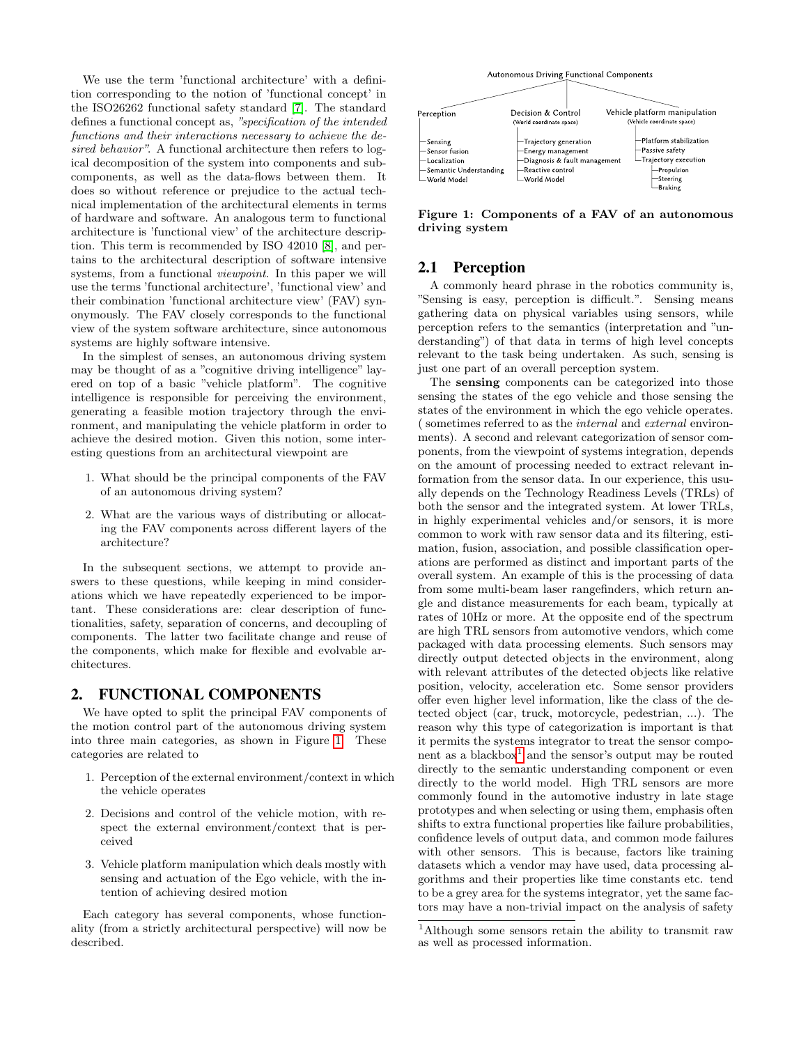We use the term 'functional architecture' with a definition corresponding to the notion of 'functional concept' in the ISO26262 functional safety standard [7]. The standard defines a functional concept as, *"specification of the intended functions and their interactions necessary to achieve the desired behavior"*. A functional architecture then refers to logical decomposition of the system into components and sub-components, as well as the data-flows between them. It does so without reference or prejudice to the actual technical implementation of the architectural elements in terms of hardware and software. An analogous term to functional architecture is 'functional view' of the architecture description. This term is recommended by ISO 42010 [8], and pertains to the architectural description of software intensive systems, from a functional *viewpoint*. In this paper we will use the terms 'functional architecture', 'functional view' and their combination 'functional architecture view' (FAV) synonymously. The FAV closely corresponds to the functional view of the system software architecture, since autonomous systems are highly software intensive.

In the simplest of senses, an autonomous driving system may be thought of as a "cognitive driving intelligence" layered on top of a basic "vehicle platform". The cognitive intelligence is responsible for perceiving the environment, generating a feasible motion trajectory through the environment, and manipulating the vehicle platform in order to achieve the desired motion. Given this notion, some interesting questions from an architectural viewpoint are

1. What should be the principal components of the FAV of an autonomous driving system?
2. What are the various ways of distributing or allocating the FAV components across different layers of the architecture?

In the subsequent sections, we attempt to provide answers to these questions, while keeping in mind considerations which we have repeatedly experienced to be important. These considerations are: clear description of functionalities, safety, separation of concerns, and decoupling of components. The latter two facilitate change and reuse of the components, which make for flexible and evolvable architectures.

# 2. FUNCTIONAL COMPONENTS

We have opted to split the principal FAV components of the motion control part of the autonomous driving system into three main categories, as shown in Figure 1. These categories are related to

1. Perception of the external environment/context in which the vehicle operates
2. Decisions and control of the vehicle motion, with respect the external environment/context that is perceived
3. Vehicle platform manipulation which deals mostly with sensing and actuation of the Ego vehicle, with the intention of achieving desired motion

Each category has several components, whose functionality (from a strictly architectural perspective) will now be described.

Autonomous Driving Functional Components

Perception
- Sensing
- Sensor fusion
- Localization
- Semantic Understanding
- World Model

Decision & Control (World coordinate space)
- Trajectory generation
- Energy management
- Diagnosis & fault management
- Reactive control
- World Model

Vehicle platform manipulation (Vehicle coordinate space)
- Platform stabilization
- Passive safety
- Trajectory execution
  - Propulsion
  - Steering
  - Braking

**Figure 1: Components of a FAV of an autonomous driving system**

## 2.1 Perception

A commonly heard phrase in the robotics community is, "Sensing is easy, perception is difficult.". Sensing means gathering data on physical variables using sensors, while perception refers to the semantics (interpretation and "understanding") of that data in terms of high level concepts relevant to the task being undertaken. As such, sensing is just one part of an overall perception system.

The **sensing** components can be categorized into those sensing the states of the ego vehicle and those sensing the states of the environment in which the ego vehicle operates. ( sometimes referred to as the *internal* and *external* environments). A second and relevant categorization of sensor components, from the viewpoint of systems integration, depends on the amount of processing needed to extract relevant information from the sensor data. In our experience, this usually depends on the Technology Readiness Levels (TRLs) of both the sensor and the integrated system. At lower TRLs, in highly experimental vehicles and/or sensors, it is more common to work with raw sensor data and its filtering, estimation, fusion, association, and possible classification operations are performed as distinct and important parts of the overall system. An example of this is the processing of data from some multi-beam laser rangefinders, which return angle and distance measurements for each beam, typically at rates of 10Hz or more. At the opposite end of the spectrum are high TRL sensors from automotive vendors, which come packaged with data processing elements. Such sensors may directly output detected objects in the environment, along with relevant attributes of the detected objects like relative position, velocity, acceleration etc. Some sensor providers offer even higher level information, like the class of the detected object (car, truck, motorcycle, pedestrian, ...). The reason why this type of categorization is important is that it permits the systems integrator to treat the sensor component as a blackbox[1] and the sensor's output may be routed directly to the semantic understanding component or even directly to the world model. High TRL sensors are more commonly found in the automotive industry in late stage prototypes and when selecting or using them, emphasis often shifts to extra functional properties like failure probabilities, confidence levels of output data, and common mode failures with other sensors. This is because, factors like training datasets which a vendor may have used, data processing algorithms and their properties like time constants etc. tend to be a grey area for the systems integrator, yet the same factors may have a non-trivial impact on the analysis of safety

[1] Although some sensors retain the ability to transmit raw as well as processed information.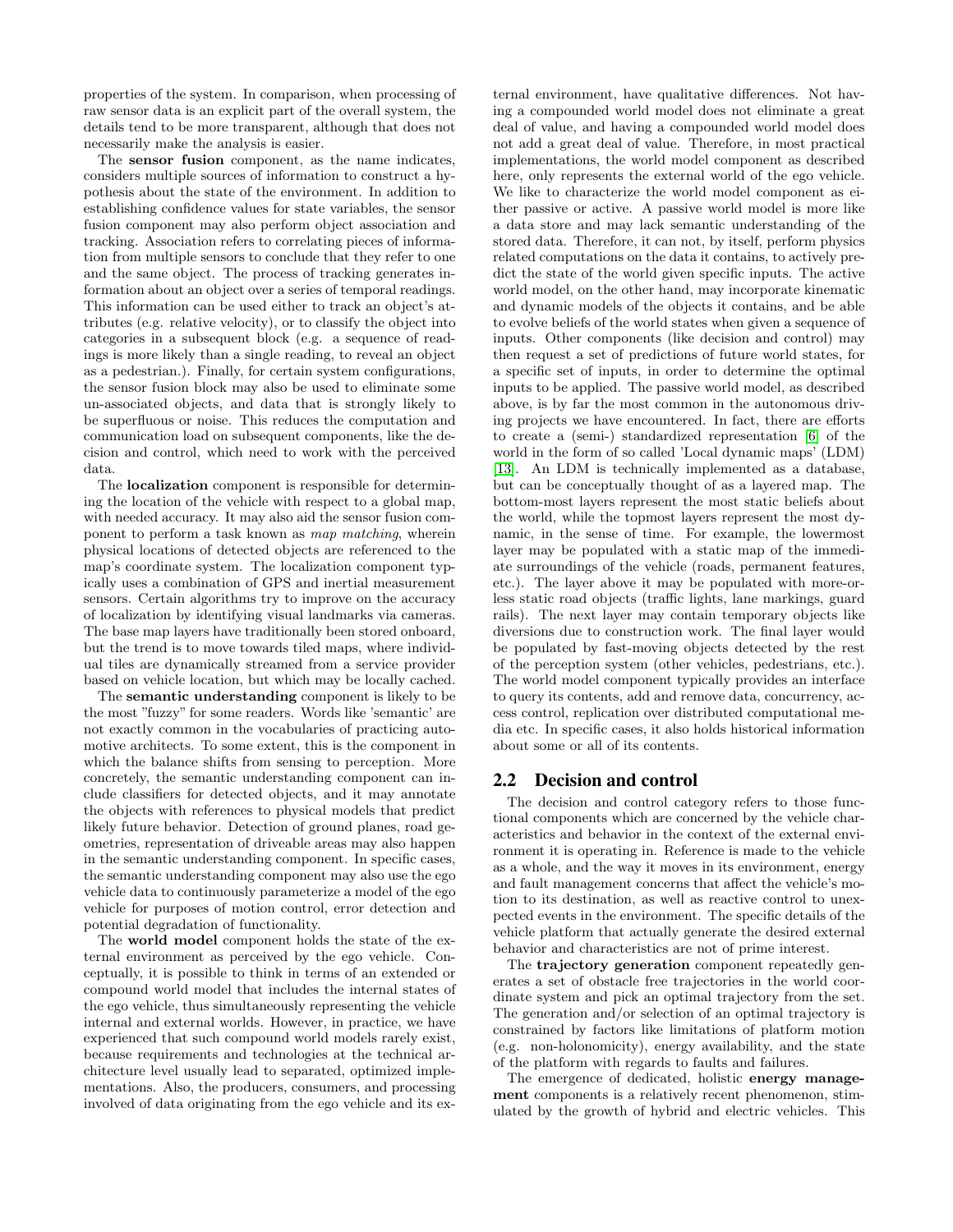properties of the system. In comparison, when processing of raw sensor data is an explicit part of the overall system, the details tend to be more transparent, although that does not necessarily make the analysis is easier.

The **sensor fusion** component, as the name indicates, considers multiple sources of information to construct a hypothesis about the state of the environment. In addition to establishing confidence values for state variables, the sensor fusion component may also perform object association and tracking. Association refers to correlating pieces of information from multiple sensors to conclude that they refer to one and the same object. The process of tracking generates information about an object over a series of temporal readings. This information can be used either to track an object's attributes (e.g. relative velocity), or to classify the object into categories in a subsequent block (e.g. a sequence of readings is more likely than a single reading, to reveal an object as a pedestrian.). Finally, for certain system configurations, the sensor fusion block may also be used to eliminate some un-associated objects, and data that is strongly likely to be superfluous or noise. This reduces the computation and communication load on subsequent components, like the decision and control, which need to work with the perceived data.

The **localization** component is responsible for determining the location of the vehicle with respect to a global map, with needed accuracy. It may also aid the sensor fusion component to perform a task known as *map matching*, wherein physical locations of detected objects are referenced to the map's coordinate system. The localization component typically uses a combination of GPS and inertial measurement sensors. Certain algorithms try to improve on the accuracy of localization by identifying visual landmarks via cameras. The base map layers have traditionally been stored onboard, but the trend is to move towards tiled maps, where individual tiles are dynamically streamed from a service provider based on vehicle location, but which may be locally cached.

The **semantic understanding** component is likely to be the most "fuzzy" for some readers. Words like 'semantic' are not exactly common in the vocabularies of practicing automotive architects. To some extent, this is the component in which the balance shifts from sensing to perception. More concretely, the semantic understanding component can include classifiers for detected objects, and it may annotate the objects with references to physical models that predict likely future behavior. Detection of ground planes, road geometries, representation of driveable areas may also happen in the semantic understanding component. In specific cases, the semantic understanding component may also use the ego vehicle data to continuously parameterize a model of the ego vehicle for purposes of motion control, error detection and potential degradation of functionality.

The **world model** component holds the state of the external environment as perceived by the ego vehicle. Conceptually, it is possible to think in terms of an extended or compound world model that includes the internal states of the ego vehicle, thus simultaneously representing the vehicle internal and external worlds. However, in practice, we have experienced that such compound world models rarely exist, because requirements and technologies at the technical architecture level usually lead to separated, optimized implementations. Also, the producers, consumers, and processing involved of data originating from the ego vehicle and its external environment, have qualitative differences. Not having a compounded world model does not eliminate a great deal of value, and having a compounded world model does not add a great deal of value. Therefore, in most practical implementations, the world model component as described here, only represents the external world of the ego vehicle. We like to characterize the world model component as either passive or active. A passive world model is more like a data store and may lack semantic understanding of the stored data. Therefore, it can not, by itself, perform physics related computations on the data it contains, to actively predict the state of the world given specific inputs. The active world model, on the other hand, may incorporate kinematic and dynamic models of the objects it contains, and be able to evolve beliefs of the world states when given a sequence of inputs. Other components (like decision and control) may then request a set of predictions of future world states, for a specific set of inputs, in order to determine the optimal inputs to be applied. The passive world model, as described above, is by far the most common in the autonomous driving projects we have encountered. In fact, there are efforts to create a (semi-) standardized representation [6] of the world in the form of so called 'Local dynamic maps' (LDM) [13]. An LDM is technically implemented as a database, but can be conceptually thought of as a layered map. The bottom-most layers represent the most static beliefs about the world, while the topmost layers represent the most dynamic, in the sense of time. For example, the lowermost layer may be populated with a static map of the immediate surroundings of the vehicle (roads, permanent features, etc.). The layer above it may be populated with more-or-less static road objects (traffic lights, lane markings, guard rails). The next layer may contain temporary objects like diversions due to construction work. The final layer would be populated by fast-moving objects detected by the rest of the perception system (other vehicles, pedestrians, etc.). The world model component typically provides an interface to query its contents, add and remove data, concurrency, access control, replication over distributed computational media etc. In specific cases, it also holds historical information about some or all of its contents.

## 2.2 Decision and control

The decision and control category refers to those functional components which are concerned by the vehicle characteristics and behavior in the context of the external environment it is operating in. Reference is made to the vehicle as a whole, and the way it moves in its environment, energy and fault management concerns that affect the vehicle's motion to its destination, as well as reactive control to unexpected events in the environment. The specific details of the vehicle platform that actually generate the desired external behavior and characteristics are not of prime interest.

The **trajectory generation** component repeatedly generates a set of obstacle free trajectories in the world coordinate system and pick an optimal trajectory from the set. The generation and/or selection of an optimal trajectory is constrained by factors like limitations of platform motion (e.g. non-holonomicity), energy availability, and the state of the platform with regards to faults and failures.

The emergence of dedicated, holistic **energy management** components is a relatively recent phenomenon, stimulated by the growth of hybrid and electric vehicles. This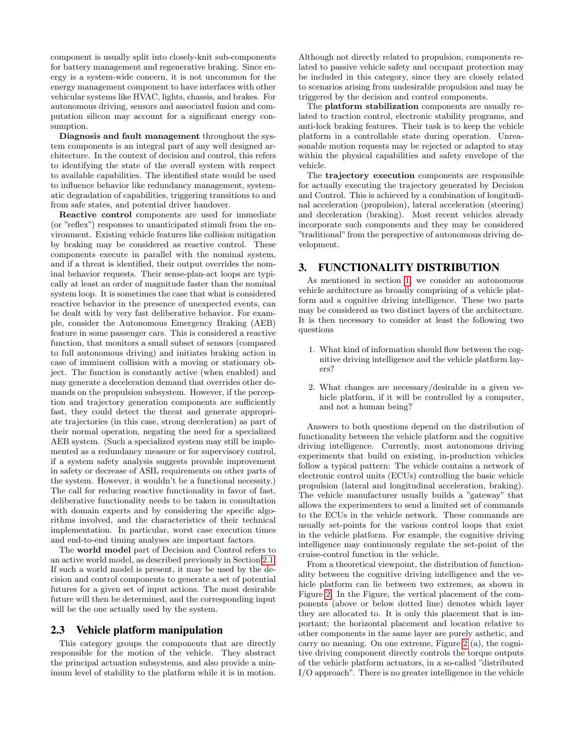component is usually split into closely-knit sub-components for battery management and regenerative braking. Since energy is a system-wide concern, it is not uncommon for the energy management component to have interfaces with other vehicular systems like HVAC, lights, chassis, and brakes. For autonomous driving, sensors and associated fusion and computation silicon may account for a significant energy consumption.

**Diagnosis and fault management** throughout the system components is an integral part of any well designed architecture. In the context of decision and control, this refers to identifying the state of the overall system with respect to available capabilities. The identified state would be used to influence behavior like redundancy management, systematic degradation of capabilities, triggering transitions to and from safe states, and potential driver handover.

**Reactive control** components are used for immediate (or "reflex") responses to unanticipated stimuli from the environment. Existing vehicle features like collision mitigation by braking may be considered as reactive control. These components execute in parallel with the nominal system, and if a threat is identified, their output overrides the nominal behavior requests. Their sense-plan-act loops are typically at least an order of magnitude faster than the nominal system loop. It is sometimes the case that what is considered reactive behavior in the presence of unexpected events, can be dealt with by very fast deliberative behavior. For example, consider the Autonomous Emergency Braking (AEB) feature in some passenger cars. This is considered a reactive function, that monitors a small subset of sensors (compared to full autonomous driving) and initiates braking action in case of imminent collision with a moving or stationary object. The function is constantly active (when enabled) and may generate a deceleration demand that overrides other demands on the propulsion subsystem. However, if the perception and trajectory generation components are sufficiently fast, they could detect the threat and generate appropriate trajectories (in this case, strong deceleration) as part of their normal operation, negating the need for a specialized AEB system. (Such a specialized system may still be implemented as a redundancy measure or for supervisory control, if a system safety analysis suggests provable improvement in safety or decrease of ASIL requirements on other parts of the system. However, it wouldn't be a functional necessity.) The call for reducing reactive functionality in favor of fast, deliberative functionality needs to be taken in consultation with domain experts and by considering the specific algorithms involved, and the characteristics of their technical implementation. In particular, worst case execution times and end-to-end timing analyses are important factors.

The **world model** part of Decision and Control refers to an active world model, as described previously in Section 2.1. If such a world model is present, it may be used by the decision and control components to generate a set of potential futures for a given set of input actions. The most desirable future will then be determined, and the corresponding input will be the one actually used by the system.

## 2.3 Vehicle platform manipulation

This category groups the components that are directly responsible for the motion of the vehicle. They abstract the principal actuation subsystems, and also provide a minimum level of stability to the platform while it is in motion. Although not directly related to propulsion, components related to passive vehicle safety and occupant protection may be included in this category, since they are closely related to scenarios arising from undesirable propulsion and may be triggered by the decision and control components.

The **platform stabilization** components are usually related to traction control, electronic stability programs, and anti-lock braking features. Their task is to keep the vehicle platform in a controllable state during operation. Unreasonable motion requests may be rejected or adapted to stay within the physical capabilities and safety envelope of the vehicle.

The **trajectory execution** components are responsible for actually executing the trajectory generated by Decision and Control. This is achieved by a combination of longitudinal acceleration (propulsion), lateral acceleration (steering) and deceleration (braking). Most recent vehicles already incorporate such components and they may be considered "traditional" from the perspective of autonomous driving development.

# 3. FUNCTIONALITY DISTRIBUTION

As mentioned in section 1, we consider an autonomous vehicle architecture as broadly comprising of a vehicle platform and a cognitive driving intelligence. These two parts may be considered as two distinct layers of the architecture. It is then necessary to consider at least the following two questions

1. What kind of information should flow between the cognitive driving intelligence and the vehicle platform layers?
2. What changes are necessary/desirable in a given vehicle platform, if it will be controlled by a computer, and not a human being?

Answers to both questions depend on the distribution of functionality between the vehicle platform and the cognitive driving intelligence. Currently, most autonomous driving experiments that build on existing, in-production vehicles follow a typical pattern: The vehicle contains a network of electronic control units (ECUs) controlling the basic vehicle propulsion (lateral and longitudinal acceleration, braking). The vehicle manufacturer usually builds a "gateway" that allows the experimenters to send a limited set of commands to the ECUs in the vehicle network. These commands are usually set-points for the various control loops that exist in the vehicle platform. For example, the cognitive driving intelligence may continuously regulate the set-point of the cruise-control function in the vehicle.

From a theoretical viewpoint, the distribution of functionality between the cognitive driving intelligence and the vehicle platform can lie between two extremes, as shown in Figure 2. In the Figure, the vertical placement of the components (above or below dotted line) denotes which layer they are allocated to. It is only this placement that is important; the horizontal placement and location relative to other components in the same layer are purely asthetic, and carry no meaning. On one extreme, Figure 2 (a), the cognitive driving component directly controls the torque outputs of the vehicle platform actuators, in a so-called "distributed I/O approach". There is no greater intelligence in the vehicle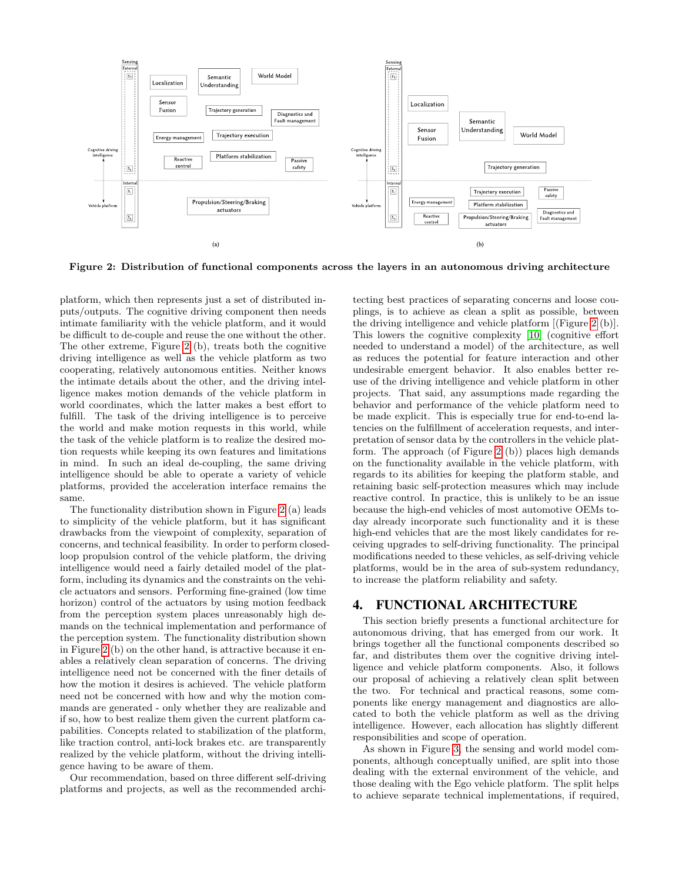Sensing
External
$S_1$
$S_k$
Internal
$S_l$
$S_n$
Cognitive driving intelligence
Vehicle platform
Localization
Semantic Understanding
World Model
Sensor Fusion
Trajectory generation
Diagnostics and Fault management
Energy management
Trajectory execution
Reactive control
Platform stabilization
Passive safety
Propulsion/Steering/Braking actuators
(a)

Sensing
External
$S_1$
$S_k$
Internal
$S_l$
$S_n$
Cognitive driving intelligence
Vehicle platform
Localization
Sensor Fusion
Semantic Understanding
World Model
Trajectory generation
Trajectory execution
Passive safety
Energy management
Platform stabilization
Reactive control
Propulsion/Steering/Braking actuators
Diagnostics and Fault management
(b)

**Figure 2: Distribution of functional components across the layers in an autonomous driving architecture**

platform, which then represents just a set of distributed inputs/outputs. The cognitive driving component then needs intimate familiarity with the vehicle platform, and it would be difficult to de-couple and reuse the one without the other. The other extreme, Figure 2 (b), treats both the cognitive driving intelligence as well as the vehicle platform as two cooperating, relatively autonomous entities. Neither knows the intimate details about the other, and the driving intelligence makes motion demands of the vehicle platform in world coordinates, which the latter makes a best effort to fulfill. The task of the driving intelligence is to perceive the world and make motion requests in this world, while the task of the vehicle platform is to realize the desired motion requests while keeping its own features and limitations in mind. In such an ideal de-coupling, the same driving intelligence should be able to operate a variety of vehicle platforms, provided the acceleration interface remains the same.

The functionality distribution shown in Figure 2 (a) leads to simplicity of the vehicle platform, but it has significant drawbacks from the viewpoint of complexity, separation of concerns, and technical feasibility. In order to perform closed-loop propulsion control of the vehicle platform, the driving intelligence would need a fairly detailed model of the platform, including its dynamics and the constraints on the vehicle actuators and sensors. Performing fine-grained (low time horizon) control of the actuators by using motion feedback from the perception system places unreasonably high demands on the technical implementation and performance of the perception system. The functionality distribution shown in Figure 2 (b) on the other hand, is attractive because it enables a relatively clean separation of concerns. The driving intelligence need not be concerned with the finer details of how the motion it desires is achieved. The vehicle platform need not be concerned with how and why the motion commands are generated - only whether they are realizable and if so, how to best realize them given the current platform capabilities. Concepts related to stabilization of the platform, like traction control, anti-lock brakes etc. are transparently realized by the vehicle platform, without the driving intelligence having to be aware of them.

Our recommendation, based on three different self-driving platforms and projects, as well as the recommended architecting best practices of separating concerns and loose couplings, is to achieve as clean a split as possible, between the driving intelligence and vehicle platform [(Figure 2 (b)]. This lowers the cognitive complexity [10] (cognitive effort needed to understand a model) of the architecture, as well as reduces the potential for feature interaction and other undesirable emergent behavior. It also enables better reuse of the driving intelligence and vehicle platform in other projects. That said, any assumptions made regarding the behavior and performance of the vehicle platform need to be made explicit. This is especially true for end-to-end latencies on the fulfillment of acceleration requests, and interpretation of sensor data by the controllers in the vehicle platform. The approach (of Figure 2 (b)) places high demands on the functionality available in the vehicle platform, with regards to its abilities for keeping the platform stable, and retaining basic self-protection measures which may include reactive control. In practice, this is unlikely to be an issue because the high-end vehicles of most automotive OEMs today already incorporate such functionality and it is these high-end vehicles that are the most likely candidates for receiving upgrades to self-driving functionality. The principal modifications needed to these vehicles, as self-driving vehicle platforms, would be in the area of sub-system redundancy, to increase the platform reliability and safety.

# 4. FUNCTIONAL ARCHITECTURE

This section briefly presents a functional architecture for autonomous driving, that has emerged from our work. It brings together all the functional components described so far, and distributes them over the cognitive driving intelligence and vehicle platform components. Also, it follows our proposal of achieving a relatively clean split between the two. For technical and practical reasons, some components like energy management and diagnostics are allocated to both the vehicle platform as well as the driving intelligence. However, each allocation has slightly different responsibilities and scope of operation.

As shown in Figure 3, the sensing and world model components, although conceptually unified, are split into those dealing with the external environment of the vehicle, and those dealing with the Ego vehicle platform. The split helps to achieve separate technical implementations, if required,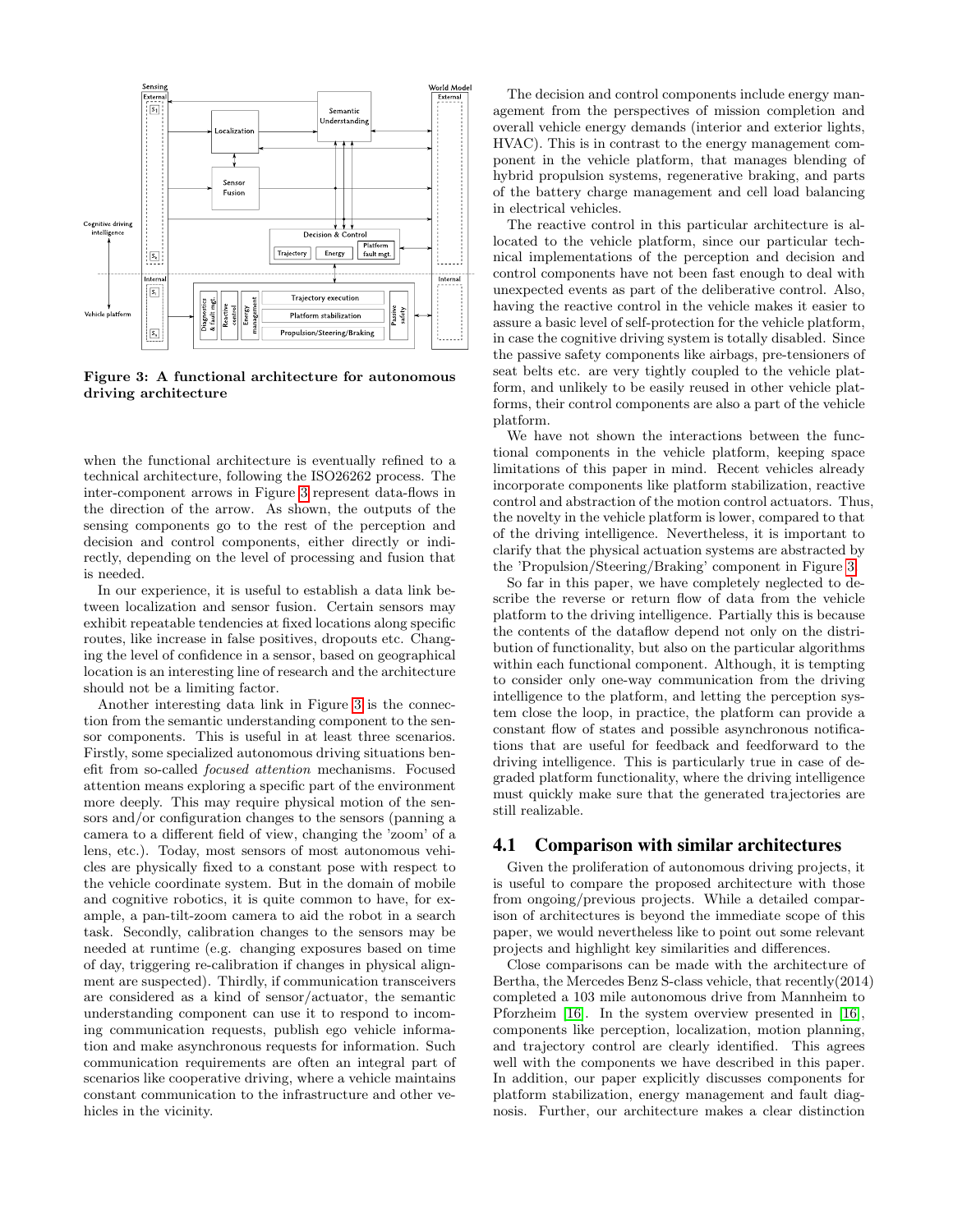Sensing

External

$S_1$

$S_n$

Internal

$S_i$

$S_n$

Localization

Semantic Understanding

Sensor Fusion

Decision & Control

Trajectory

Energy

Platform fault mgt.

World Model

External

Internal

Cognitive driving intelligence

Vehicle platform

Diagnostics & fault mgt.

Reactive control

Energy management

Trajectory execution

Platform stabilization

Propulsion/Steering/Braking

Passive safety

**Figure 3: A functional architecture for autonomous driving architecture**

when the functional architecture is eventually refined to a technical architecture, following the ISO26262 process. The inter-component arrows in Figure 3 represent data-flows in the direction of the arrow. As shown, the outputs of the sensing components go to the rest of the perception and decision and control components, either directly or indirectly, depending on the level of processing and fusion that is needed.

In our experience, it is useful to establish a data link between localization and sensor fusion. Certain sensors may exhibit repeatable tendencies at fixed locations along specific routes, like increase in false positives, dropouts etc. Changing the level of confidence in a sensor, based on geographical location is an interesting line of research and the architecture should not be a limiting factor.

Another interesting data link in Figure 3 is the connection from the semantic understanding component to the sensor components. This is useful in at least three scenarios. Firstly, some specialized autonomous driving situations benefit from so-called *focused attention* mechanisms. Focused attention means exploring a specific part of the environment more deeply. This may require physical motion of the sensors and/or configuration changes to the sensors (panning a camera to a different field of view, changing the 'zoom' of a lens, etc.). Today, most sensors of most autonomous vehicles are physically fixed to a constant pose with respect to the vehicle coordinate system. But in the domain of mobile and cognitive robotics, it is quite common to have, for example, a pan-tilt-zoom camera to aid the robot in a search task. Secondly, calibration changes to the sensors may be needed at runtime (e.g. changing exposures based on time of day, triggering re-calibration if changes in physical alignment are suspected). Thirdly, if communication transceivers are considered as a kind of sensor/actuator, the semantic understanding component can use it to respond to incoming communication requests, publish ego vehicle information and make asynchronous requests for information. Such communication requirements are often an integral part of scenarios like cooperative driving, where a vehicle maintains constant communication to the infrastructure and other vehicles in the vicinity.

The decision and control components include energy management from the perspectives of mission completion and overall vehicle energy demands (interior and exterior lights, HVAC). This is in contrast to the energy management component in the vehicle platform, that manages blending of hybrid propulsion systems, regenerative braking, and parts of the battery charge management and cell load balancing in electrical vehicles.

The reactive control in this particular architecture is allocated to the vehicle platform, since our particular technical implementations of the perception and decision and control components have not been fast enough to deal with unexpected events as part of the deliberative control. Also, having the reactive control in the vehicle makes it easier to assure a basic level of self-protection for the vehicle platform, in case the cognitive driving system is totally disabled. Since the passive safety components like airbags, pre-tensioners of seat belts etc. are very tightly coupled to the vehicle platform, and unlikely to be easily reused in other vehicle platforms, their control components are also a part of the vehicle platform.

We have not shown the interactions between the functional components in the vehicle platform, keeping space limitations of this paper in mind. Recent vehicles already incorporate components like platform stabilization, reactive control and abstraction of the motion control actuators. Thus, the novelty in the vehicle platform is lower, compared to that of the driving intelligence. Nevertheless, it is important to clarify that the physical actuation systems are abstracted by the 'Propulsion/Steering/Braking' component in Figure 3.

So far in this paper, we have completely neglected to describe the reverse or return flow of data from the vehicle platform to the driving intelligence. Partially this is because the contents of the dataflow depend not only on the distribution of functionality, but also on the particular algorithms within each functional component. Although, it is tempting to consider only one-way communication from the driving intelligence to the platform, and letting the perception system close the loop, in practice, the platform can provide a constant flow of states and possible asynchronous notifications that are useful for feedback and feedforward to the driving intelligence. This is particularly true in case of degraded platform functionality, where the driving intelligence must quickly make sure that the generated trajectories are still realizable.

## 4.1 Comparison with similar architectures

Given the proliferation of autonomous driving projects, it is useful to compare the proposed architecture with those from ongoing/previous projects. While a detailed comparison of architectures is beyond the immediate scope of this paper, we would nevertheless like to point out some relevant projects and highlight key similarities and differences.

Close comparisons can be made with the architecture of Bertha, the Mercedes Benz S-class vehicle, that recently(2014) completed a 103 mile autonomous drive from Mannheim to Pforzheim [16]. In the system overview presented in [16], components like perception, localization, motion planning, and trajectory control are clearly identified. This agrees well with the components we have described in this paper. In addition, our paper explicitly discusses components for platform stabilization, energy management and fault diagnosis. Further, our architecture makes a clear distinction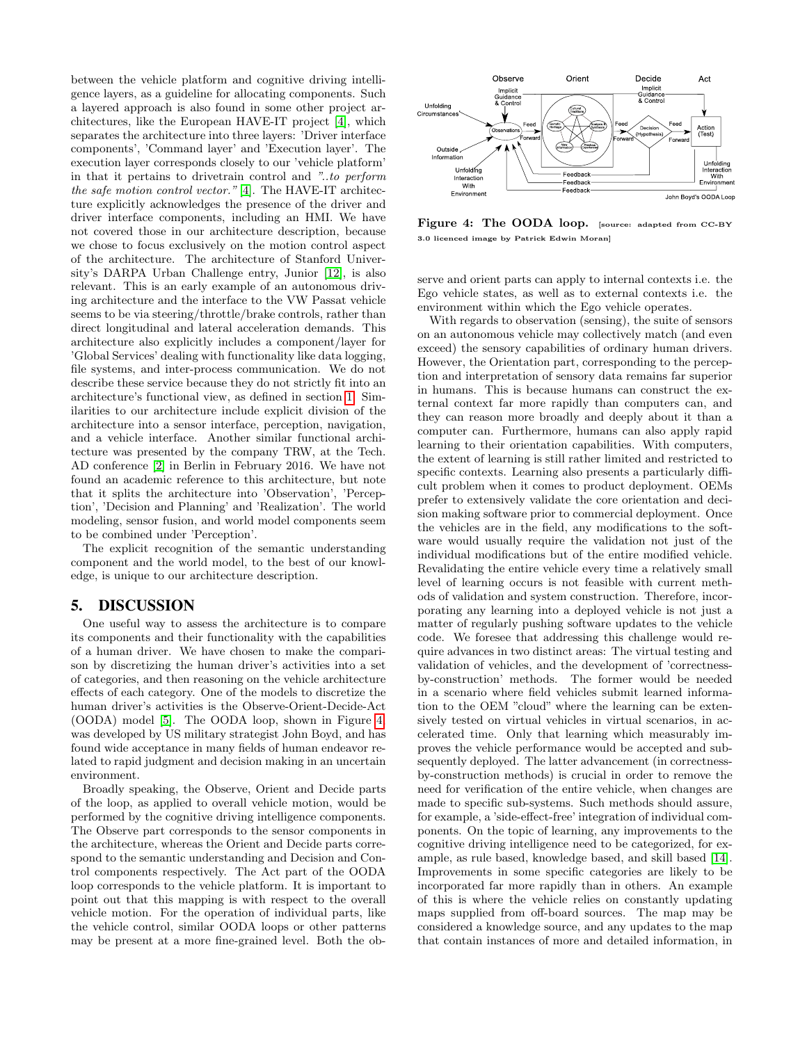between the vehicle platform and cognitive driving intelligence layers, as a guideline for allocating components. Such a layered approach is also found in some other project architectures, like the European HAVE-IT project [4], which separates the architecture into three layers: 'Driver interface components', 'Command layer' and 'Execution layer'. The execution layer corresponds closely to our 'vehicle platform' in that it pertains to drivetrain control and *"..to perform the safe motion control vector."* [4]. The HAVE-IT architecture explicitly acknowledges the presence of the driver and driver interface components, including an HMI. We have not covered those in our architecture description, because we chose to focus exclusively on the motion control aspect of the architecture. The architecture of Stanford University's DARPA Urban Challenge entry, Junior [12], is also relevant. This is an early example of an autonomous driving architecture and the interface to the VW Passat vehicle seems to be via steering/throttle/brake controls, rather than direct longitudinal and lateral acceleration demands. This architecture also explicitly includes a component/layer for 'Global Services' dealing with functionality like data logging, file systems, and inter-process communication. We do not describe these service because they do not strictly fit into an architecture's functional view, as defined in section 1. Similarities to our architecture include explicit division of the architecture into a sensor interface, perception, navigation, and a vehicle interface. Another similar functional architecture was presented by the company TRW, at the Tech. AD conference [2] in Berlin in February 2016. We have not found an academic reference to this architecture, but note that it splits the architecture into 'Observation', 'Perception', 'Decision and Planning' and 'Realization'. The world modeling, sensor fusion, and world model components seem to be combined under 'Perception'.

The explicit recognition of the semantic understanding component and the world model, to the best of our knowledge, is unique to our architecture description.

# 5. DISCUSSION

One useful way to assess the architecture is to compare its components and their functionality with the capabilities of a human driver. We have chosen to make the comparison by discretizing the human driver's activities into a set of categories, and then reasoning on the vehicle architecture effects of each category. One of the models to discretize the human driver's activities is the Observe-Orient-Decide-Act (OODA) model [5]. The OODA loop, shown in Figure 4 was developed by US military strategist John Boyd, and has found wide acceptance in many fields of human endeavor related to rapid judgment and decision making in an uncertain environment.

Broadly speaking, the Observe, Orient and Decide parts of the loop, as applied to overall vehicle motion, would be performed by the cognitive driving intelligence components. The Observe part corresponds to the sensor components in the architecture, whereas the Orient and Decide parts correspond to the semantic understanding and Decision and Control components respectively. The Act part of the OODA loop corresponds to the vehicle platform. It is important to point out that this mapping is with respect to the overall vehicle motion. For the operation of individual parts, like the vehicle control, similar OODA loops or other patterns may be present at a more fine-grained level. Both the observe and orient parts can apply to internal contexts i.e. the Ego vehicle states, as well as to external contexts i.e. the environment within which the Ego vehicle operates.

Observe
Orient
Decide
Act
Implicit Guidance & Control
Implicit Guidance & Control
Unfolding Circumstances
Observations
Feed Forward
Feed Forward
Decision (Hypothesis)
Feed Forward
Action (Test)
Outside Information
Unfolding Interaction With Environment
Unfolding Interaction With Environment
Feedback
Feedback
Feedback
John Boyd's OODA Loop

**Figure 4: The OODA loop.** [source: adapted from CC-BY 3.0 licenced image by Patrick Edwin Moran]

With regards to observation (sensing), the suite of sensors on an autonomous vehicle may collectively match (and even exceed) the sensory capabilities of ordinary human drivers. However, the Orientation part, corresponding to the perception and interpretation of sensory data remains far superior in humans. This is because humans can construct the external context far more rapidly than computers can, and they can reason more broadly and deeply about it than a computer can. Furthermore, humans can also apply rapid learning to their orientation capabilities. With computers, the extent of learning is still rather limited and restricted to specific contexts. Learning also presents a particularly difficult problem when it comes to product deployment. OEMs prefer to extensively validate the core orientation and decision making software prior to commercial deployment. Once the vehicles are in the field, any modifications to the software would usually require the validation not just of the individual modifications but of the entire modified vehicle. Revalidating the entire vehicle every time a relatively small level of learning occurs is not feasible with current methods of validation and system construction. Therefore, incorporating any learning into a deployed vehicle is not just a matter of regularly pushing software updates to the vehicle code. We foresee that addressing this challenge would require advances in two distinct areas: The virtual testing and validation of vehicles, and the development of 'correctness-by-construction' methods. The former would be needed in a scenario where field vehicles submit learned information to the OEM "cloud" where the learning can be extensively tested on virtual vehicles in virtual scenarios, in accelerated time. Only that learning which measurably improves the vehicle performance would be accepted and subsequently deployed. The latter advancement (in correctness-by-construction methods) is crucial in order to remove the need for verification of the entire vehicle, when changes are made to specific sub-systems. Such methods should assure, for example, a 'side-effect-free' integration of individual components. On the topic of learning, any improvements to the cognitive driving intelligence need to be categorized, for example, as rule based, knowledge based, and skill based [14]. Improvements in some specific categories are likely to be incorporated far more rapidly than in others. An example of this is where the vehicle relies on constantly updating maps supplied from off-board sources. The map may be considered a knowledge source, and any updates to the map that contain instances of more and detailed information, in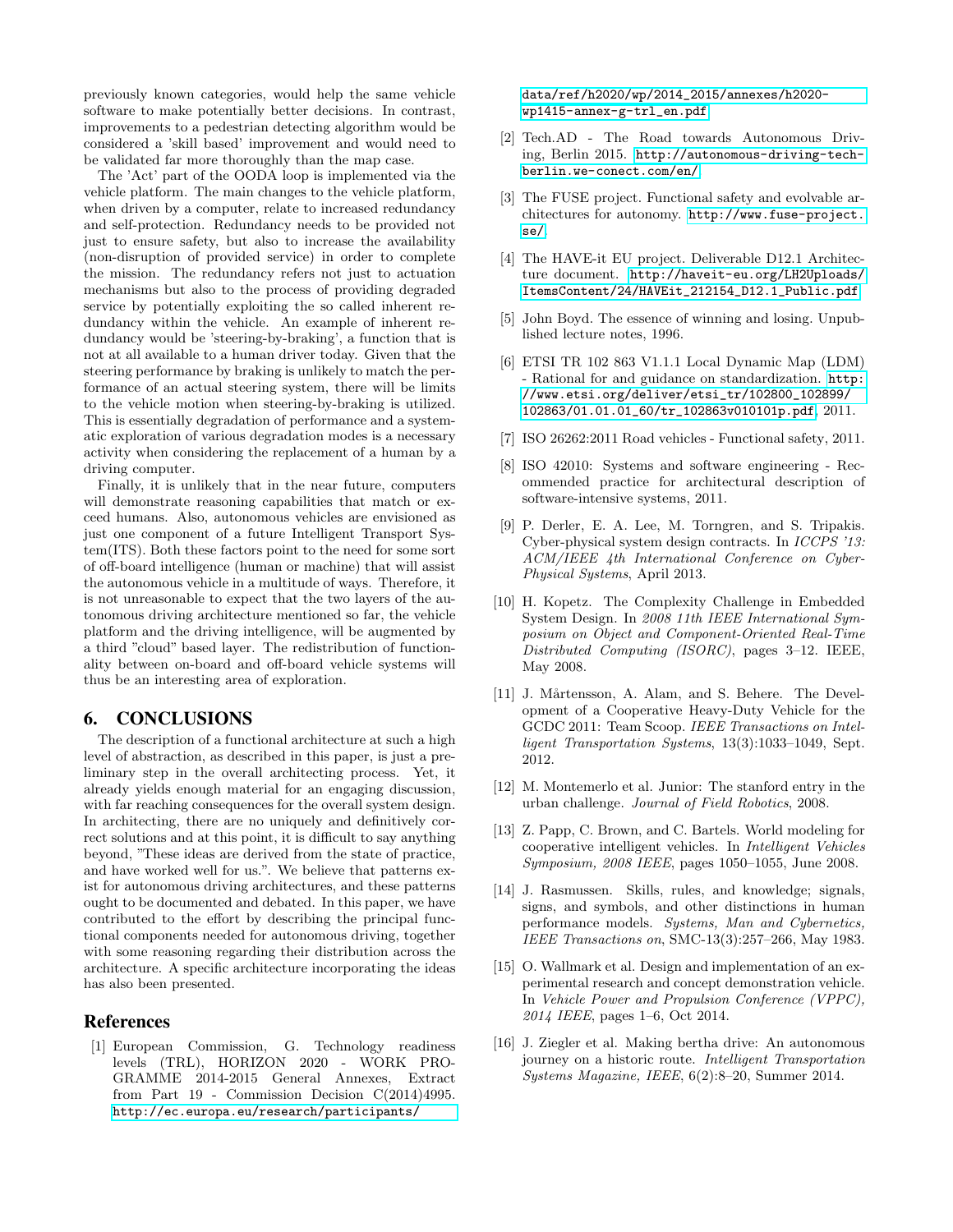previously known categories, would help the same vehicle software to make potentially better decisions. In contrast, improvements to a pedestrian detecting algorithm would be considered a 'skill based' improvement and would need to be validated far more thoroughly than the map case.

The 'Act' part of the OODA loop is implemented via the vehicle platform. The main changes to the vehicle platform, when driven by a computer, relate to increased redundancy and self-protection. Redundancy needs to be provided not just to ensure safety, but also to increase the availability (non-disruption of provided service) in order to complete the mission. The redundancy refers not just to actuation mechanisms but also to the process of providing degraded service by potentially exploiting the so called inherent redundancy within the vehicle. An example of inherent redundancy would be 'steering-by-braking', a function that is not at all available to a human driver today. Given that the steering performance by braking is unlikely to match the performance of an actual steering system, there will be limits to the vehicle motion when steering-by-braking is utilized. This is essentially degradation of performance and a systematic exploration of various degradation modes is a necessary activity when considering the replacement of a human by a driving computer.

Finally, it is unlikely that in the near future, computers will demonstrate reasoning capabilities that match or exceed humans. Also, autonomous vehicles are envisioned as just one component of a future Intelligent Transport System(ITS). Both these factors point to the need for some sort of off-board intelligence (human or machine) that will assist the autonomous vehicle in a multitude of ways. Therefore, it is not unreasonable to expect that the two layers of the autonomous driving architecture mentioned so far, the vehicle platform and the driving intelligence, will be augmented by a third "cloud" based layer. The redistribution of functionality between on-board and off-board vehicle systems will thus be an interesting area of exploration.

## 6. CONCLUSIONS

The description of a functional architecture at such a high level of abstraction, as described in this paper, is just a preliminary step in the overall architecting process. Yet, it already yields enough material for an engaging discussion, with far reaching consequences for the overall system design. In architecting, there are no uniquely and definitively correct solutions and at this point, it is difficult to say anything beyond, "These ideas are derived from the state of practice, and have worked well for us.". We believe that patterns exist for autonomous driving architectures, and these patterns ought to be documented and debated. In this paper, we have contributed to the effort by describing the principal functional components needed for autonomous driving, together with some reasoning regarding their distribution across the architecture. A specific architecture incorporating the ideas has also been presented.

## References

[1] European Commission, G. Technology readiness levels (TRL), HORIZON 2020 - WORK PROGRAMME 2014-2015 General Annexes, Extract from Part 19 - Commission Decision C(2014)4995. http://ec.europa.eu/research/participants/data/ref/h2020/wp/2014_2015/annexes/h2020-wp1415-annex-g-trl_en.pdf.

[2] Tech.AD - The Road towards Autonomous Driving, Berlin 2015. http://autonomous-driving-tech-berlin.we-conect.com/en/.

[3] The FUSE project. Functional safety and evolvable architectures for autonomy. http://www.fuse-project.se/.

[4] The HAVE-it EU project. Deliverable D12.1 Architecture document. http://haveit-eu.org/LH2Uploads/ItemsContent/24/HAVEit_212154_D12.1_Public.pdf.

[5] John Boyd. The essence of winning and losing. Unpublished lecture notes, 1996.

[6] ETSI TR 102 863 V1.1.1 Local Dynamic Map (LDM) - Rational for and guidance on standardization. http://www.etsi.org/deliver/etsi_tr/102800_102899/102863/01.01.01_60/tr_102863v010101p.pdf, 2011.

[7] ISO 26262:2011 Road vehicles - Functional safety, 2011.

[8] ISO 42010: Systems and software engineering - Recommended practice for architectural description of software-intensive systems, 2011.

[9] P. Derler, E. A. Lee, M. Torngren, and S. Tripakis. Cyber-physical system design contracts. In *ICCPS '13: ACM/IEEE 4th International Conference on Cyber-Physical Systems*, April 2013.

[10] H. Kopetz. The Complexity Challenge in Embedded System Design. In *2008 11th IEEE International Symposium on Object and Component-Oriented Real-Time Distributed Computing (ISORC)*, pages 3–12. IEEE, May 2008.

[11] J. Mårtensson, A. Alam, and S. Behere. The Development of a Cooperative Heavy-Duty Vehicle for the GCDC 2011: Team Scoop. *IEEE Transactions on Intelligent Transportation Systems*, 13(3):1033–1049, Sept. 2012.

[12] M. Montemerlo et al. Junior: The stanford entry in the urban challenge. *Journal of Field Robotics*, 2008.

[13] Z. Papp, C. Brown, and C. Bartels. World modeling for cooperative intelligent vehicles. In *Intelligent Vehicles Symposium, 2008 IEEE*, pages 1050–1055, June 2008.

[14] J. Rasmussen. Skills, rules, and knowledge; signals, signs, and symbols, and other distinctions in human performance models. *Systems, Man and Cybernetics, IEEE Transactions on*, SMC-13(3):257–266, May 1983.

[15] O. Wallmark et al. Design and implementation of an experimental research and concept demonstration vehicle. In *Vehicle Power and Propulsion Conference (VPPC), 2014 IEEE*, pages 1–6, Oct 2014.

[16] J. Ziegler et al. Making bertha drive: An autonomous journey on a historic route. *Intelligent Transportation Systems Magazine, IEEE*, 6(2):8–20, Summer 2014.